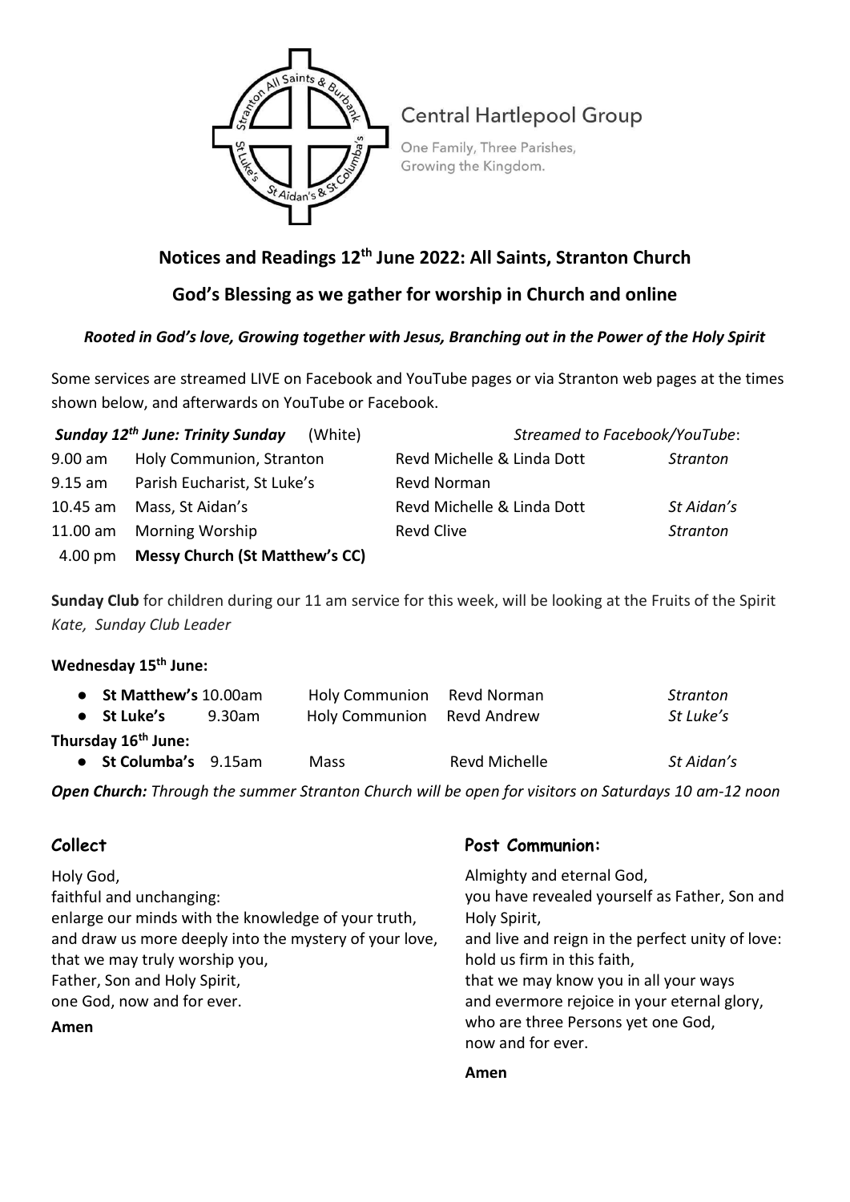Central Hartlepool Group

One Family, Three Parishes, Growing the Kingdom.

# Notices and Readings 12th June 2022: All Saints, Stranton Church

## God's Blessing as we gather for worship in Church and online

***Rooted in God's love, Growing together with Jesus, Branching out in the Power of the Holy Spirit***

Some services are streamed LIVE on Facebook and YouTube pages or via Stranton web pages at the times shown below, and afterwards on YouTube or Facebook.

| ***Sunday 12th June: Trinity Sunday*** (White) | | | *Streamed to Facebook/YouTube*: |
|---|---|---|---|
| 9.00 am | Holy Communion, Stranton | Revd Michelle & Linda Dott | *Stranton* |
| 9.15 am | Parish Eucharist, St Luke's | Revd Norman | |
| 10.45 am | Mass, St Aidan's | Revd Michelle & Linda Dott | *St Aidan's* |
| 11.00 am | Morning Worship | Revd Clive | *Stranton* |
| 4.00 pm | **Messy Church (St Matthew's CC)** | | |

**Sunday Club** for children during our 11 am service for this week, will be looking at the Fruits of the Spirit
*Kate, Sunday Club Leader*

**Wednesday 15th June:**

| | | | | |
|---|---|---|---|---|
| ● **St Matthew's** | 10.00am | Holy Communion | Revd Norman | *Stranton* |
| ● **St Luke's** | 9.30am | Holy Communion | Revd Andrew | *St Luke's* |

**Thursday 16th June:**

| | | | | |
|---|---|---|---|---|
| ● **St Columba's** | 9.15am | Mass | Revd Michelle | *St Aidan's* |

***Open Church:*** *Through the summer Stranton Church will be open for visitors on Saturdays 10 am-12 noon*

### Collect

Holy God,
faithful and unchanging:
enlarge our minds with the knowledge of your truth,
and draw us more deeply into the mystery of your love,
that we may truly worship you,
Father, Son and Holy Spirit,
one God, now and for ever.

**Amen**

### Post Communion:

Almighty and eternal God,
you have revealed yourself as Father, Son and Holy Spirit,
and live and reign in the perfect unity of love:
hold us firm in this faith,
that we may know you in all your ways
and evermore rejoice in your eternal glory,
who are three Persons yet one God,
now and for ever.

**Amen**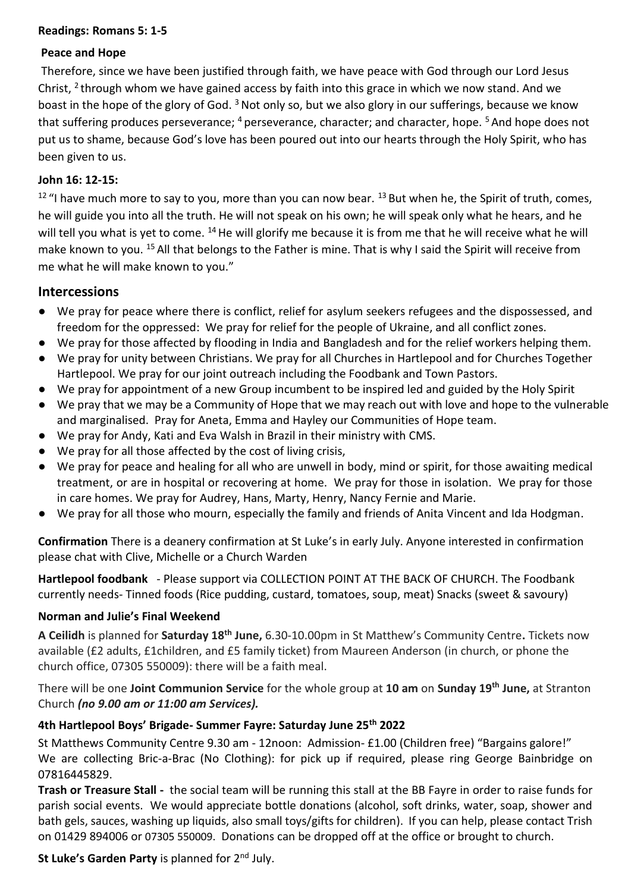**Readings: Romans 5: 1-5**

**Peace and Hope**

Therefore, since we have been justified through faith, we have peace with God through our Lord Jesus Christ, [2] through whom we have gained access by faith into this grace in which we now stand. And we boast in the hope of the glory of God. [3] Not only so, but we also glory in our sufferings, because we know that suffering produces perseverance; [4] perseverance, character; and character, hope. [5] And hope does not put us to shame, because God's love has been poured out into our hearts through the Holy Spirit, who has been given to us.

**John 16: 12-15:**

[12] "I have much more to say to you, more than you can now bear. [13] But when he, the Spirit of truth, comes, he will guide you into all the truth. He will not speak on his own; he will speak only what he hears, and he will tell you what is yet to come. [14] He will glorify me because it is from me that he will receive what he will make known to you. [15] All that belongs to the Father is mine. That is why I said the Spirit will receive from me what he will make known to you."

## Intercessions

- We pray for peace where there is conflict, relief for asylum seekers refugees and the dispossessed, and freedom for the oppressed: We pray for relief for the people of Ukraine, and all conflict zones.
- We pray for those affected by flooding in India and Bangladesh and for the relief workers helping them.
- We pray for unity between Christians. We pray for all Churches in Hartlepool and for Churches Together Hartlepool. We pray for our joint outreach including the Foodbank and Town Pastors.
- We pray for appointment of a new Group incumbent to be inspired led and guided by the Holy Spirit
- We pray that we may be a Community of Hope that we may reach out with love and hope to the vulnerable and marginalised. Pray for Aneta, Emma and Hayley our Communities of Hope team.
- We pray for Andy, Kati and Eva Walsh in Brazil in their ministry with CMS.
- We pray for all those affected by the cost of living crisis,
- We pray for peace and healing for all who are unwell in body, mind or spirit, for those awaiting medical treatment, or are in hospital or recovering at home. We pray for those in isolation. We pray for those in care homes. We pray for Audrey, Hans, Marty, Henry, Nancy Fernie and Marie.
- We pray for all those who mourn, especially the family and friends of Anita Vincent and Ida Hodgman.

**Confirmation** There is a deanery confirmation at St Luke's in early July. Anyone interested in confirmation please chat with Clive, Michelle or a Church Warden

**Hartlepool foodbank** - Please support via COLLECTION POINT AT THE BACK OF CHURCH. The Foodbank currently needs- Tinned foods (Rice pudding, custard, tomatoes, soup, meat) Snacks (sweet & savoury)

**Norman and Julie's Final Weekend**

**A Ceilidh** is planned for **Saturday 18th June,** 6.30-10.00pm in St Matthew's Community Centre**.** Tickets now available (£2 adults, £1children, and £5 family ticket) from Maureen Anderson (in church, or phone the church office, 07305 550009): there will be a faith meal.

There will be one **Joint Communion Service** for the whole group at **10 am** on **Sunday 19th June,** at Stranton Church ***(no 9.00 am or 11:00 am Services).***

**4th Hartlepool Boys' Brigade- Summer Fayre: Saturday June 25th 2022**

St Matthews Community Centre 9.30 am - 12noon: Admission- £1.00 (Children free) "Bargains galore!"
We are collecting Bric-a-Brac (No Clothing): for pick up if required, please ring George Bainbridge on 07816445829.

**Trash or Treasure Stall -** the social team will be running this stall at the BB Fayre in order to raise funds for parish social events. We would appreciate bottle donations (alcohol, soft drinks, water, soap, shower and bath gels, sauces, washing up liquids, also small toys/gifts for children). If you can help, please contact Trish on 01429 894006 or 07305 550009. Donations can be dropped off at the office or brought to church.

**St Luke's Garden Party** is planned for 2nd July.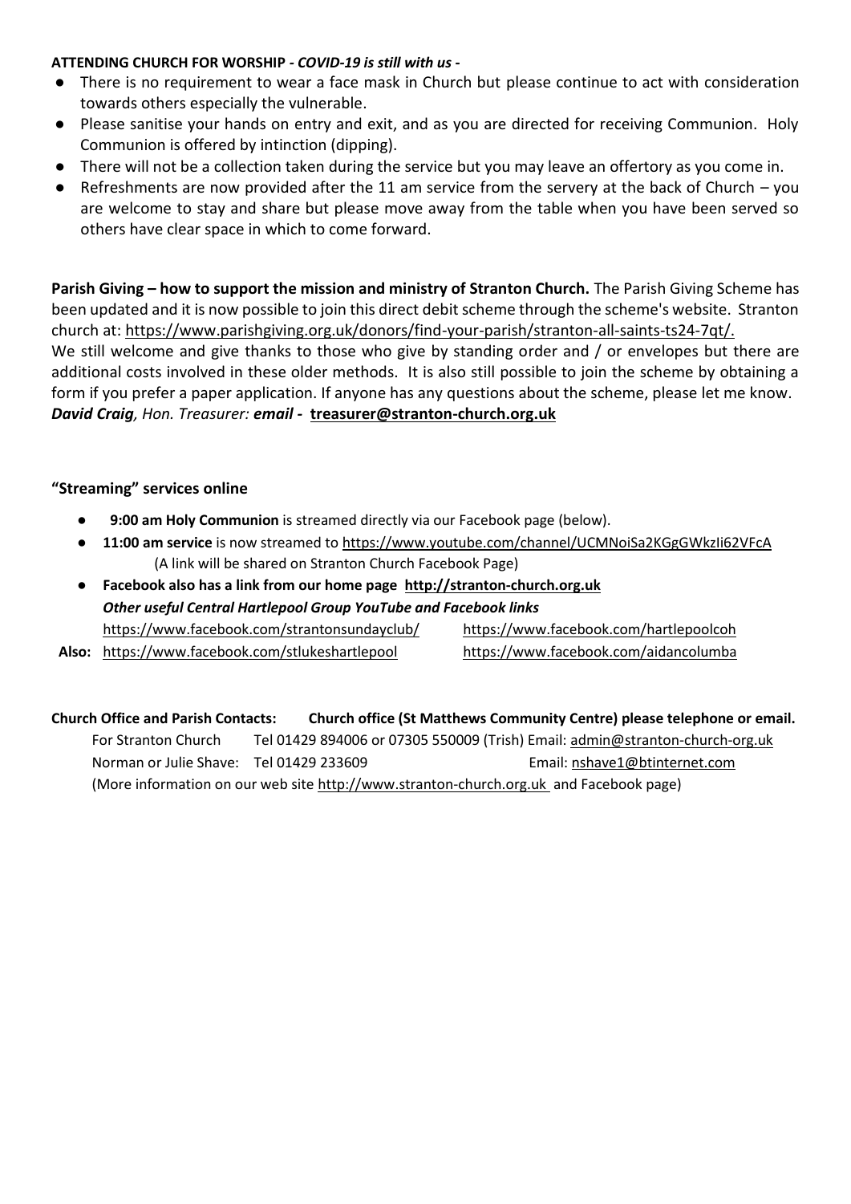**ATTENDING CHURCH FOR WORSHIP -** ***COVID-19 is still with us -***

- There is no requirement to wear a face mask in Church but please continue to act with consideration towards others especially the vulnerable.
- Please sanitise your hands on entry and exit, and as you are directed for receiving Communion. Holy Communion is offered by intinction (dipping).
- There will not be a collection taken during the service but you may leave an offertory as you come in.
- Refreshments are now provided after the 11 am service from the servery at the back of Church – you are welcome to stay and share but please move away from the table when you have been served so others have clear space in which to come forward.

**Parish Giving – how to support the mission and ministry of Stranton Church.** The Parish Giving Scheme has been updated and it is now possible to join this direct debit scheme through the scheme's website. Stranton church at: https://www.parishgiving.org.uk/donors/find-your-parish/stranton-all-saints-ts24-7qt/.
We still welcome and give thanks to those who give by standing order and / or envelopes but there are additional costs involved in these older methods. It is also still possible to join the scheme by obtaining a form if you prefer a paper application. If anyone has any questions about the scheme, please let me know.
***David Craig**, Hon. Treasurer: **email -*** **treasurer@stranton-church.org.uk**

**"Streaming" services online**

- **9:00 am Holy Communion** is streamed directly via our Facebook page (below).
- **11:00 am service** is now streamed to https://www.youtube.com/channel/UCMNoiSa2KGgGWkzIi62VFcA (A link will be shared on Stranton Church Facebook Page)
- **Facebook also has a link from our home page http://stranton-church.org.uk**

***Other useful Central Hartlepool Group YouTube and Facebook links***

https://www.facebook.com/strantonsundayclub/ https://www.facebook.com/hartlepoolcoh

**Also:** https://www.facebook.com/stlukeshartlepool https://www.facebook.com/aidancolumba

**Church Office and Parish Contacts:** **Church office (St Matthews Community Centre) please telephone or email.**

For Stranton Church Tel 01429 894006 or 07305 550009 (Trish) Email: admin@stranton-church-org.uk

Norman or Julie Shave: Tel 01429 233609 Email: nshave1@btinternet.com

(More information on our web site http://www.stranton-church.org.uk and Facebook page)